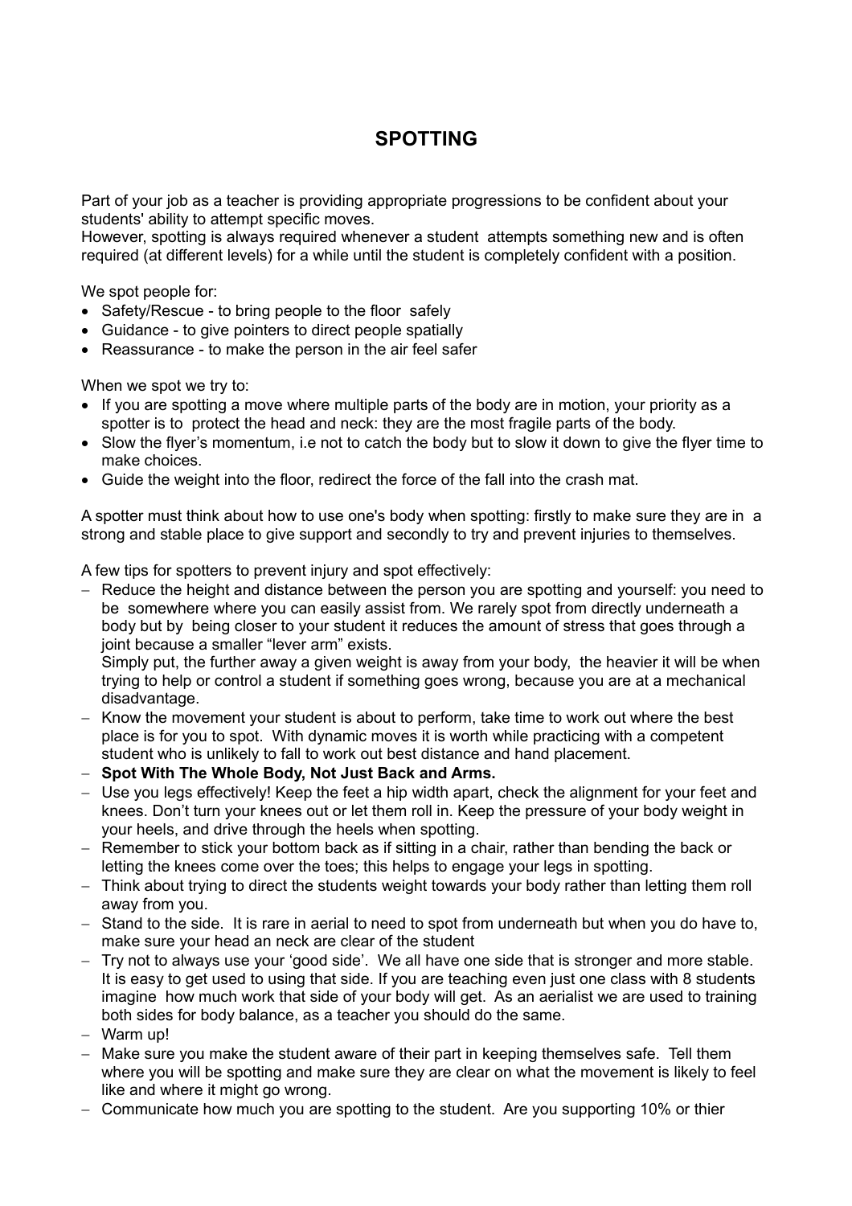# SPOTTING

Part of your job as a teacher is providing appropriate progressions to be confident about your students' ability to attempt specific moves.
However, spotting is always required whenever a student attempts something new and is often required (at different levels) for a while until the student is completely confident with a position.

We spot people for:

- Safety/Rescue - to bring people to the floor safely
- Guidance - to give pointers to direct people spatially
- Reassurance - to make the person in the air feel safer

When we spot we try to:

- If you are spotting a move where multiple parts of the body are in motion, your priority as a spotter is to protect the head and neck: they are the most fragile parts of the body.
- Slow the flyer's momentum, i.e not to catch the body but to slow it down to give the flyer time to make choices.
- Guide the weight into the floor, redirect the force of the fall into the crash mat.

A spotter must think about how to use one's body when spotting: firstly to make sure they are in a strong and stable place to give support and secondly to try and prevent injuries to themselves.

A few tips for spotters to prevent injury and spot effectively:

- Reduce the height and distance between the person you are spotting and yourself: you need to be somewhere where you can easily assist from. We rarely spot from directly underneath a body but by being closer to your student it reduces the amount of stress that goes through a joint because a smaller "lever arm" exists.
  Simply put, the further away a given weight is away from your body, the heavier it will be when trying to help or control a student if something goes wrong, because you are at a mechanical disadvantage.
- Know the movement your student is about to perform, take time to work out where the best place is for you to spot. With dynamic moves it is worth while practicing with a competent student who is unlikely to fall to work out best distance and hand placement.
- **Spot With The Whole Body, Not Just Back and Arms.**
- Use you legs effectively! Keep the feet a hip width apart, check the alignment for your feet and knees. Don't turn your knees out or let them roll in. Keep the pressure of your body weight in your heels, and drive through the heels when spotting.
- Remember to stick your bottom back as if sitting in a chair, rather than bending the back or letting the knees come over the toes; this helps to engage your legs in spotting.
- Think about trying to direct the students weight towards your body rather than letting them roll away from you.
- Stand to the side. It is rare in aerial to need to spot from underneath but when you do have to, make sure your head an neck are clear of the student
- Try not to always use your 'good side'. We all have one side that is stronger and more stable. It is easy to get used to using that side. If you are teaching even just one class with 8 students imagine how much work that side of your body will get. As an aerialist we are used to training both sides for body balance, as a teacher you should do the same.
- Warm up!
- Make sure you make the student aware of their part in keeping themselves safe. Tell them where you will be spotting and make sure they are clear on what the movement is likely to feel like and where it might go wrong.
- Communicate how much you are spotting to the student. Are you supporting 10% or thier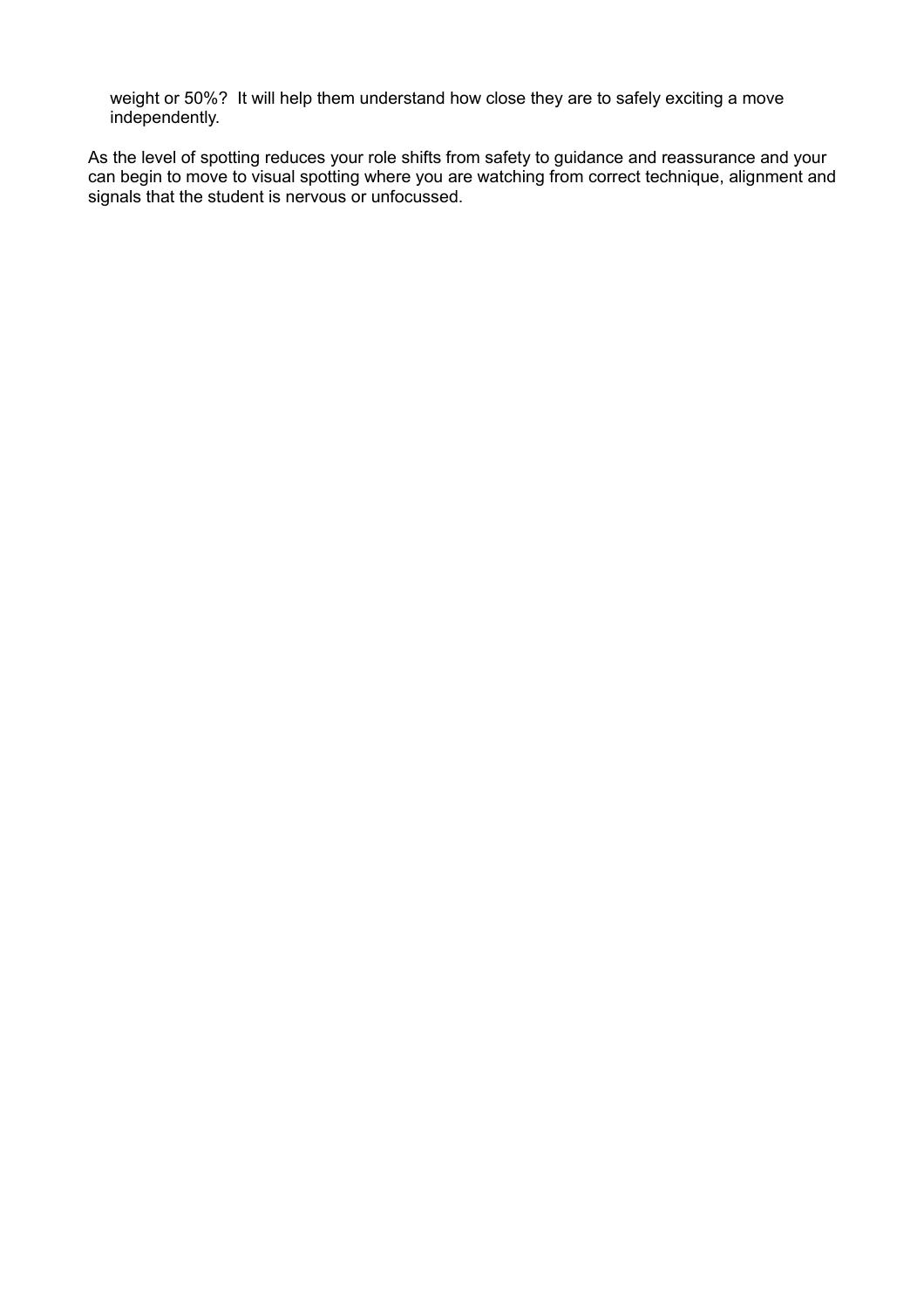weight or 50%? It will help them understand how close they are to safely exciting a move independently.

As the level of spotting reduces your role shifts from safety to guidance and reassurance and your can begin to move to visual spotting where you are watching from correct technique, alignment and signals that the student is nervous or unfocussed.